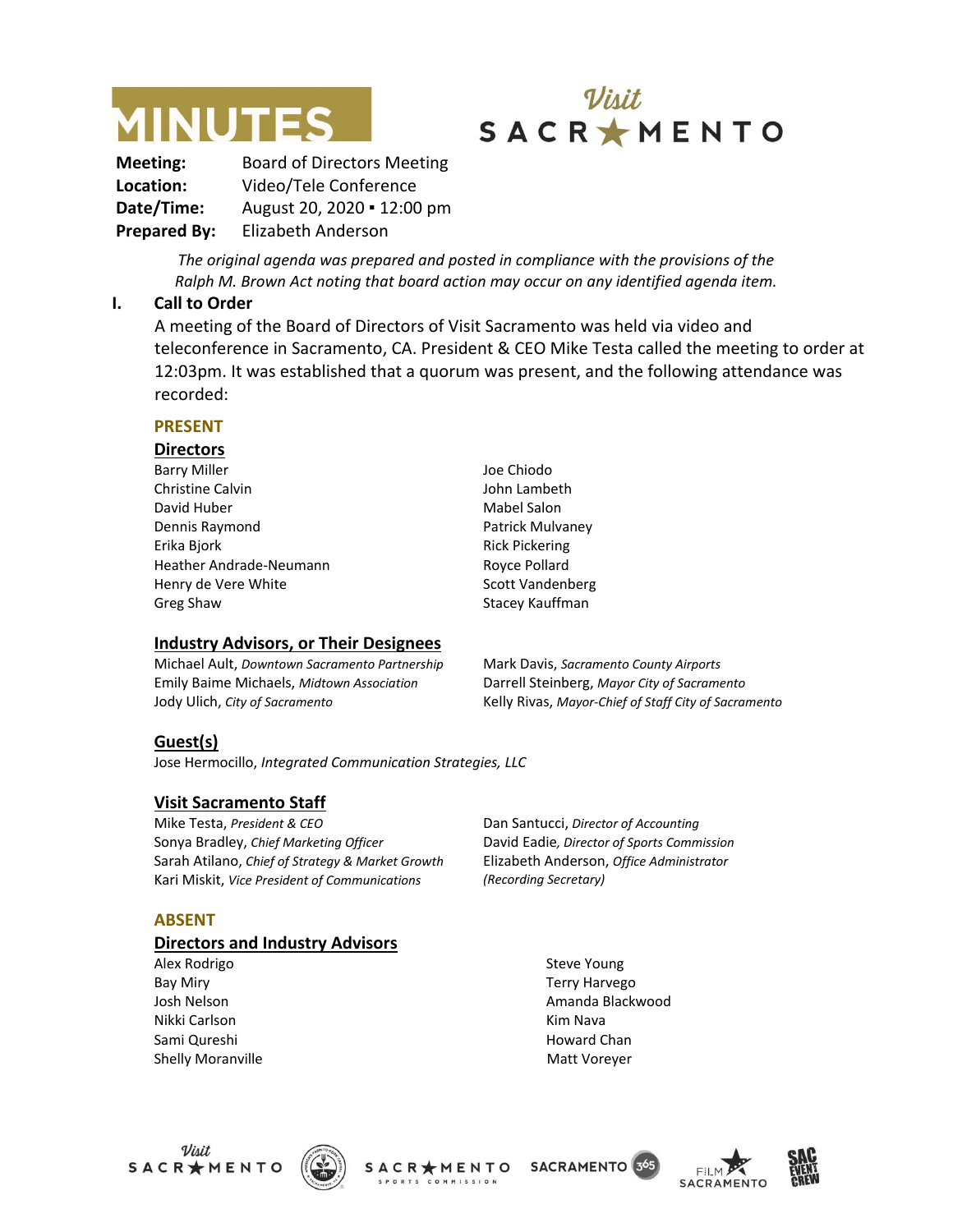# MINUTES

**Visit SACRAMENTO**

**Meeting:** Board of Directors Meeting
**Location:** Video/Tele Conference
**Date/Time:** August 20, 2020 ▪ 12:00 pm
**Prepared By:** Elizabeth Anderson

*The original agenda was prepared and posted in compliance with the provisions of the Ralph M. Brown Act noting that board action may occur on any identified agenda item.*

## I. Call to Order

A meeting of the Board of Directors of Visit Sacramento was held via video and teleconference in Sacramento, CA. President & CEO Mike Testa called the meeting to order at 12:03pm. It was established that a quorum was present, and the following attendance was recorded:

### PRESENT

**Directors**

- Barry Miller
- Christine Calvin
- David Huber
- Dennis Raymond
- Erika Bjork
- Heather Andrade-Neumann
- Henry de Vere White
- Greg Shaw
- Joe Chiodo
- John Lambeth
- Mabel Salon
- Patrick Mulvaney
- Rick Pickering
- Royce Pollard
- Scott Vandenberg
- Stacey Kauffman

**Industry Advisors, or Their Designees**

- Michael Ault, *Downtown Sacramento Partnership*
- Emily Baime Michaels, *Midtown Association*
- Jody Ulich, *City of Sacramento*
- Mark Davis, *Sacramento County Airports*
- Darrell Steinberg, *Mayor City of Sacramento*
- Kelly Rivas, *Mayor-Chief of Staff City of Sacramento*

**Guest(s)**

- Jose Hermocillo, *Integrated Communication Strategies, LLC*

**Visit Sacramento Staff**

- Mike Testa, *President & CEO*
- Sonya Bradley, *Chief Marketing Officer*
- Sarah Atilano, *Chief of Strategy & Market Growth*
- Kari Miskit, *Vice President of Communications*
- Dan Santucci, *Director of Accounting*
- David Eadie, *Director of Sports Commission*
- Elizabeth Anderson, *Office Administrator (Recording Secretary)*

### ABSENT

**Directors and Industry Advisors**

- Alex Rodrigo
- Bay Miry
- Josh Nelson
- Nikki Carlson
- Sami Qureshi
- Shelly Moranville
- Steve Young
- Terry Harvego
- Amanda Blackwood
- Kim Nava
- Howard Chan
- Matt Voreyer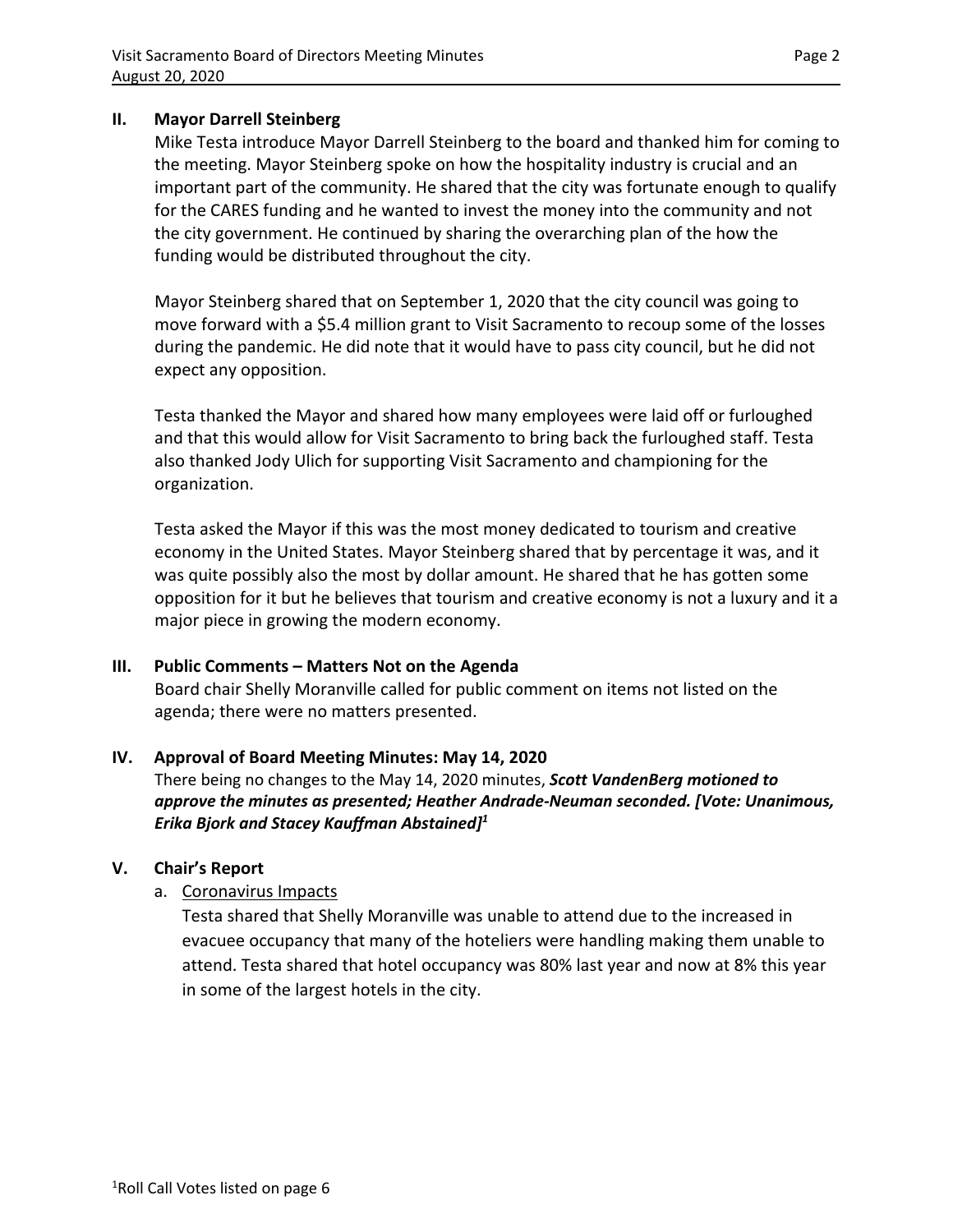## II. Mayor Darrell Steinberg

Mike Testa introduce Mayor Darrell Steinberg to the board and thanked him for coming to the meeting. Mayor Steinberg spoke on how the hospitality industry is crucial and an important part of the community. He shared that the city was fortunate enough to qualify for the CARES funding and he wanted to invest the money into the community and not the city government. He continued by sharing the overarching plan of the how the funding would be distributed throughout the city.

Mayor Steinberg shared that on September 1, 2020 that the city council was going to move forward with a $5.4 million grant to Visit Sacramento to recoup some of the losses during the pandemic. He did note that it would have to pass city council, but he did not expect any opposition.

Testa thanked the Mayor and shared how many employees were laid off or furloughed and that this would allow for Visit Sacramento to bring back the furloughed staff. Testa also thanked Jody Ulich for supporting Visit Sacramento and championing for the organization.

Testa asked the Mayor if this was the most money dedicated to tourism and creative economy in the United States. Mayor Steinberg shared that by percentage it was, and it was quite possibly also the most by dollar amount. He shared that he has gotten some opposition for it but he believes that tourism and creative economy is not a luxury and it a major piece in growing the modern economy.

## III. Public Comments – Matters Not on the Agenda

Board chair Shelly Moranville called for public comment on items not listed on the agenda; there were no matters presented.

## IV. Approval of Board Meeting Minutes: May 14, 2020

There being no changes to the May 14, 2020 minutes, ***Scott VandenBerg motioned to approve the minutes as presented; Heather Andrade-Neuman seconded. [Vote: Unanimous, Erika Bjork and Stacey Kauffman Abstained]***[1]

## V. Chair's Report

a. Coronavirus Impacts

Testa shared that Shelly Moranville was unable to attend due to the increased in evacuee occupancy that many of the hoteliers were handling making them unable to attend. Testa shared that hotel occupancy was 80% last year and now at 8% this year in some of the largest hotels in the city.

[1] Roll Call Votes listed on page 6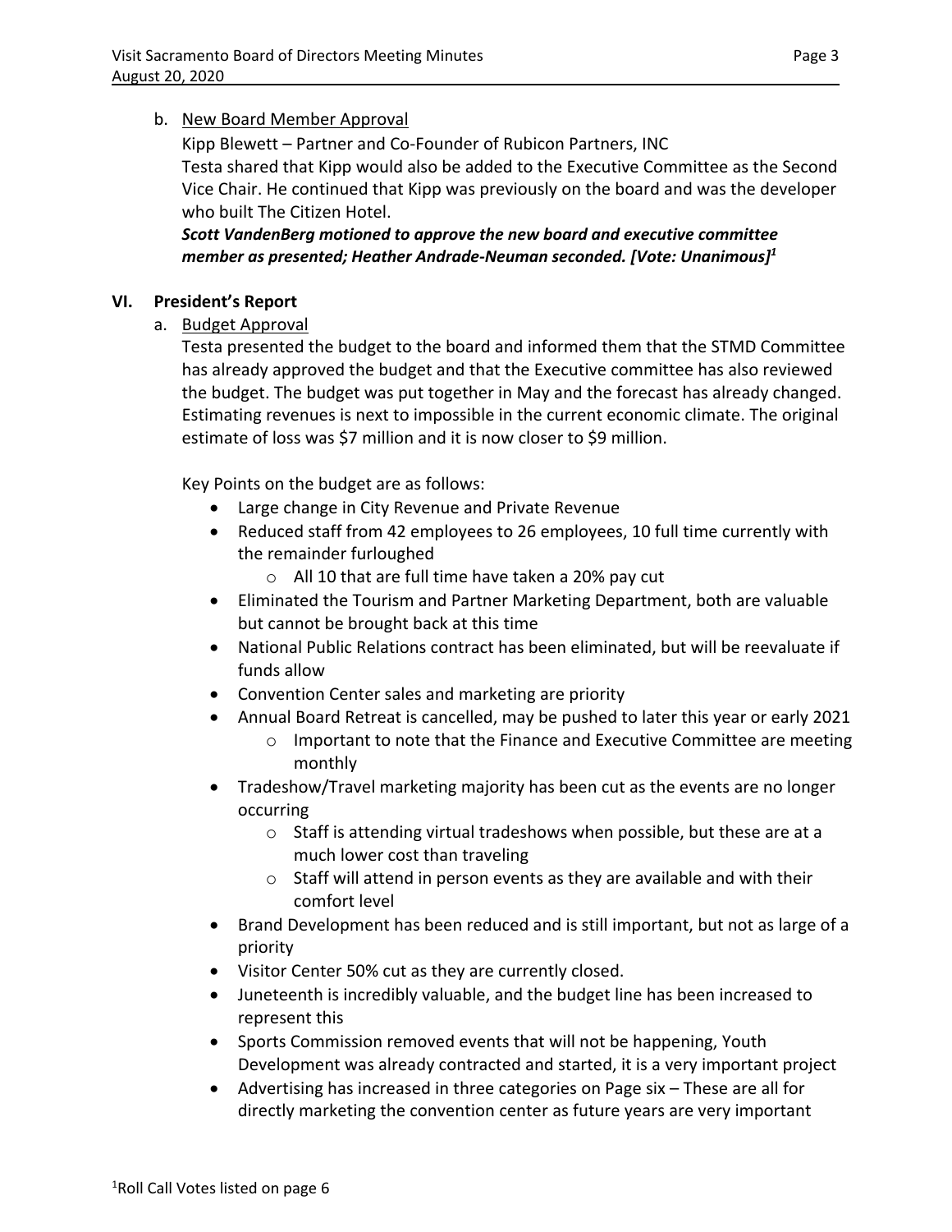b. <u>New Board Member Approval</u>

Kipp Blewett – Partner and Co-Founder of Rubicon Partners, INC

Testa shared that Kipp would also be added to the Executive Committee as the Second Vice Chair. He continued that Kipp was previously on the board and was the developer who built The Citizen Hotel.

***Scott VandenBerg motioned to approve the new board and executive committee member as presented; Heather Andrade-Neuman seconded. [Vote: Unanimous][1]***

## VI. President's Report

a. <u>Budget Approval</u>

Testa presented the budget to the board and informed them that the STMD Committee has already approved the budget and that the Executive committee has also reviewed the budget. The budget was put together in May and the forecast has already changed. Estimating revenues is next to impossible in the current economic climate. The original estimate of loss was $7 million and it is now closer to $9 million.

Key Points on the budget are as follows:

- Large change in City Revenue and Private Revenue
- Reduced staff from 42 employees to 26 employees, 10 full time currently with the remainder furloughed
  - All 10 that are full time have taken a 20% pay cut
- Eliminated the Tourism and Partner Marketing Department, both are valuable but cannot be brought back at this time
- National Public Relations contract has been eliminated, but will be reevaluate if funds allow
- Convention Center sales and marketing are priority
- Annual Board Retreat is cancelled, may be pushed to later this year or early 2021
  - Important to note that the Finance and Executive Committee are meeting monthly
- Tradeshow/Travel marketing majority has been cut as the events are no longer occurring
  - Staff is attending virtual tradeshows when possible, but these are at a much lower cost than traveling
  - Staff will attend in person events as they are available and with their comfort level
- Brand Development has been reduced and is still important, but not as large of a priority
- Visitor Center 50% cut as they are currently closed.
- Juneteenth is incredibly valuable, and the budget line has been increased to represent this
- Sports Commission removed events that will not be happening, Youth Development was already contracted and started, it is a very important project
- Advertising has increased in three categories on Page six – These are all for directly marketing the convention center as future years are very important

[1] Roll Call Votes listed on page 6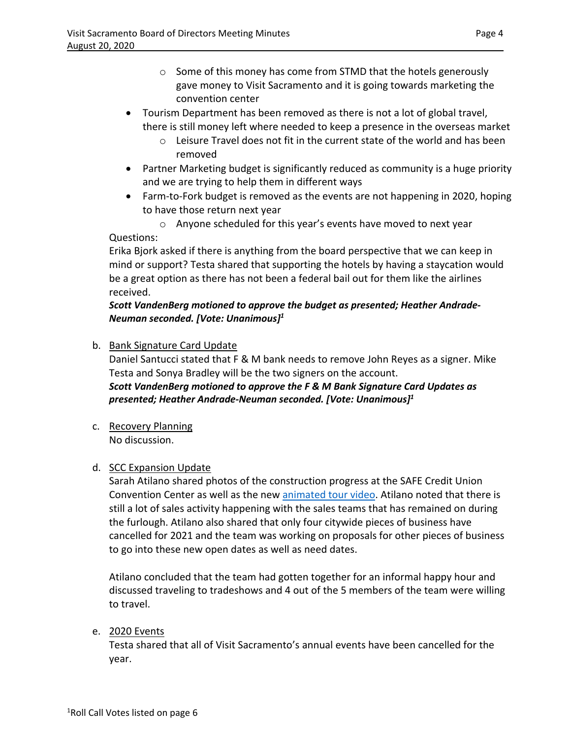- Some of this money has come from STMD that the hotels generously gave money to Visit Sacramento and it is going towards marketing the convention center
- Tourism Department has been removed as there is not a lot of global travel, there is still money left where needed to keep a presence in the overseas market
  - Leisure Travel does not fit in the current state of the world and has been removed
- Partner Marketing budget is significantly reduced as community is a huge priority and we are trying to help them in different ways
- Farm-to-Fork budget is removed as the events are not happening in 2020, hoping to have those return next year
  - Anyone scheduled for this year's events have moved to next year

Questions:
Erika Bjork asked if there is anything from the board perspective that we can keep in mind or support? Testa shared that supporting the hotels by having a staycation would be a great option as there has not been a federal bail out for them like the airlines received.
***Scott VandenBerg motioned to approve the budget as presented; Heather Andrade-Neuman seconded. [Vote: Unanimous]*[1]**

b. Bank Signature Card Update
Daniel Santucci stated that F & M bank needs to remove John Reyes as a signer. Mike Testa and Sonya Bradley will be the two signers on the account.
***Scott VandenBerg motioned to approve the F & M Bank Signature Card Updates as presented; Heather Andrade-Neuman seconded. [Vote: Unanimous]*[1]**

c. Recovery Planning
No discussion.

d. SCC Expansion Update
Sarah Atilano shared photos of the construction progress at the SAFE Credit Union Convention Center as well as the new animated tour video. Atilano noted that there is still a lot of sales activity happening with the sales teams that has remained on during the furlough. Atilano also shared that only four citywide pieces of business have cancelled for 2021 and the team was working on proposals for other pieces of business to go into these new open dates as well as need dates.

Atilano concluded that the team had gotten together for an informal happy hour and discussed traveling to tradeshows and 4 out of the 5 members of the team were willing to travel.

e. 2020 Events
Testa shared that all of Visit Sacramento's annual events have been cancelled for the year.

[1]Roll Call Votes listed on page 6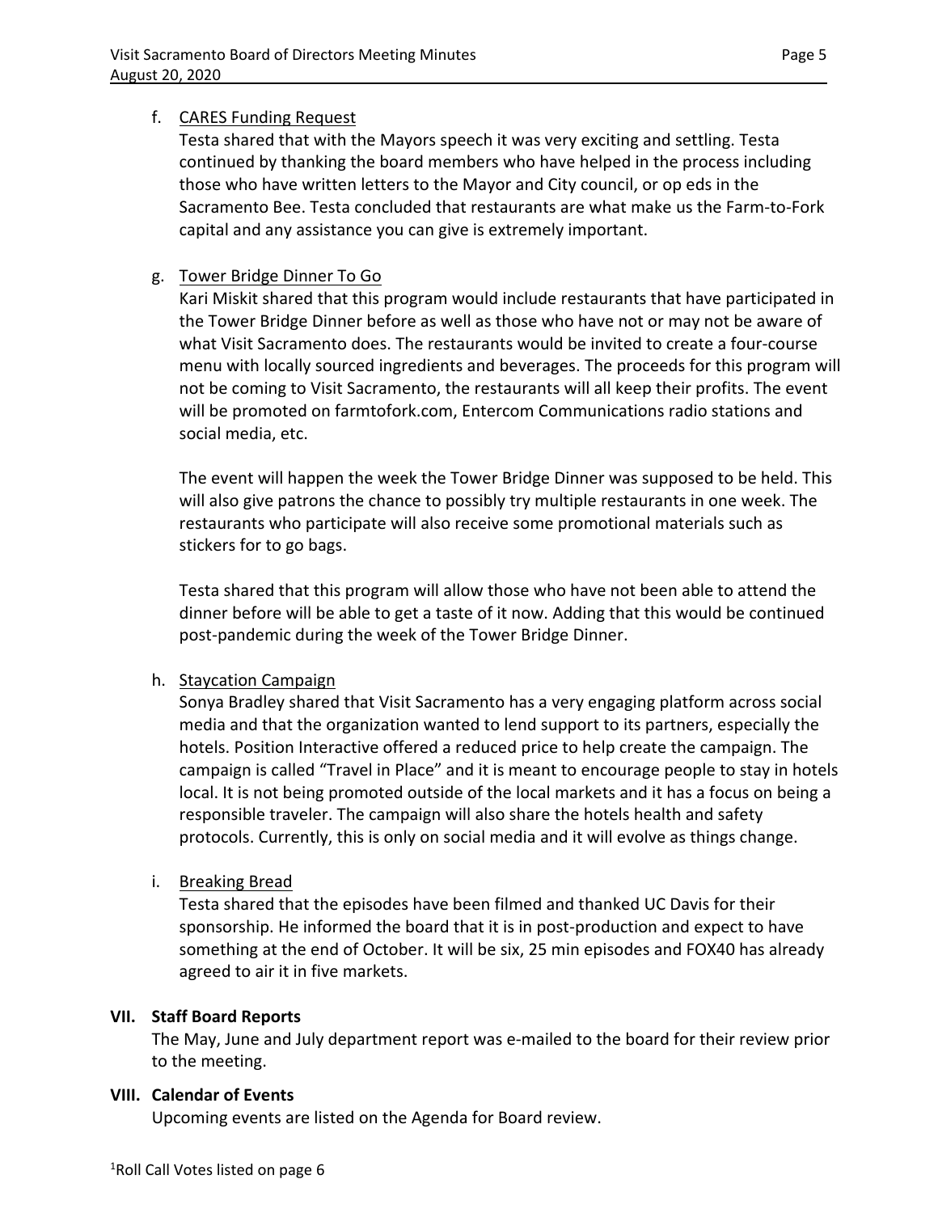f. <u>CARES Funding Request</u>

Testa shared that with the Mayors speech it was very exciting and settling. Testa continued by thanking the board members who have helped in the process including those who have written letters to the Mayor and City council, or op eds in the Sacramento Bee. Testa concluded that restaurants are what make us the Farm-to-Fork capital and any assistance you can give is extremely important.

g. <u>Tower Bridge Dinner To Go</u>

Kari Miskit shared that this program would include restaurants that have participated in the Tower Bridge Dinner before as well as those who have not or may not be aware of what Visit Sacramento does. The restaurants would be invited to create a four-course menu with locally sourced ingredients and beverages. The proceeds for this program will not be coming to Visit Sacramento, the restaurants will all keep their profits. The event will be promoted on farmtofork.com, Entercom Communications radio stations and social media, etc.

The event will happen the week the Tower Bridge Dinner was supposed to be held. This will also give patrons the chance to possibly try multiple restaurants in one week. The restaurants who participate will also receive some promotional materials such as stickers for to go bags.

Testa shared that this program will allow those who have not been able to attend the dinner before will be able to get a taste of it now. Adding that this would be continued post-pandemic during the week of the Tower Bridge Dinner.

h. <u>Staycation Campaign</u>

Sonya Bradley shared that Visit Sacramento has a very engaging platform across social media and that the organization wanted to lend support to its partners, especially the hotels. Position Interactive offered a reduced price to help create the campaign. The campaign is called "Travel in Place" and it is meant to encourage people to stay in hotels local. It is not being promoted outside of the local markets and it has a focus on being a responsible traveler. The campaign will also share the hotels health and safety protocols. Currently, this is only on social media and it will evolve as things change.

i. <u>Breaking Bread</u>

Testa shared that the episodes have been filmed and thanked UC Davis for their sponsorship. He informed the board that it is in post-production and expect to have something at the end of October. It will be six, 25 min episodes and FOX40 has already agreed to air it in five markets.

**VII. Staff Board Reports**

The May, June and July department report was e-mailed to the board for their review prior to the meeting.

**VIII. Calendar of Events**

Upcoming events are listed on the Agenda for Board review.

[1]Roll Call Votes listed on page 6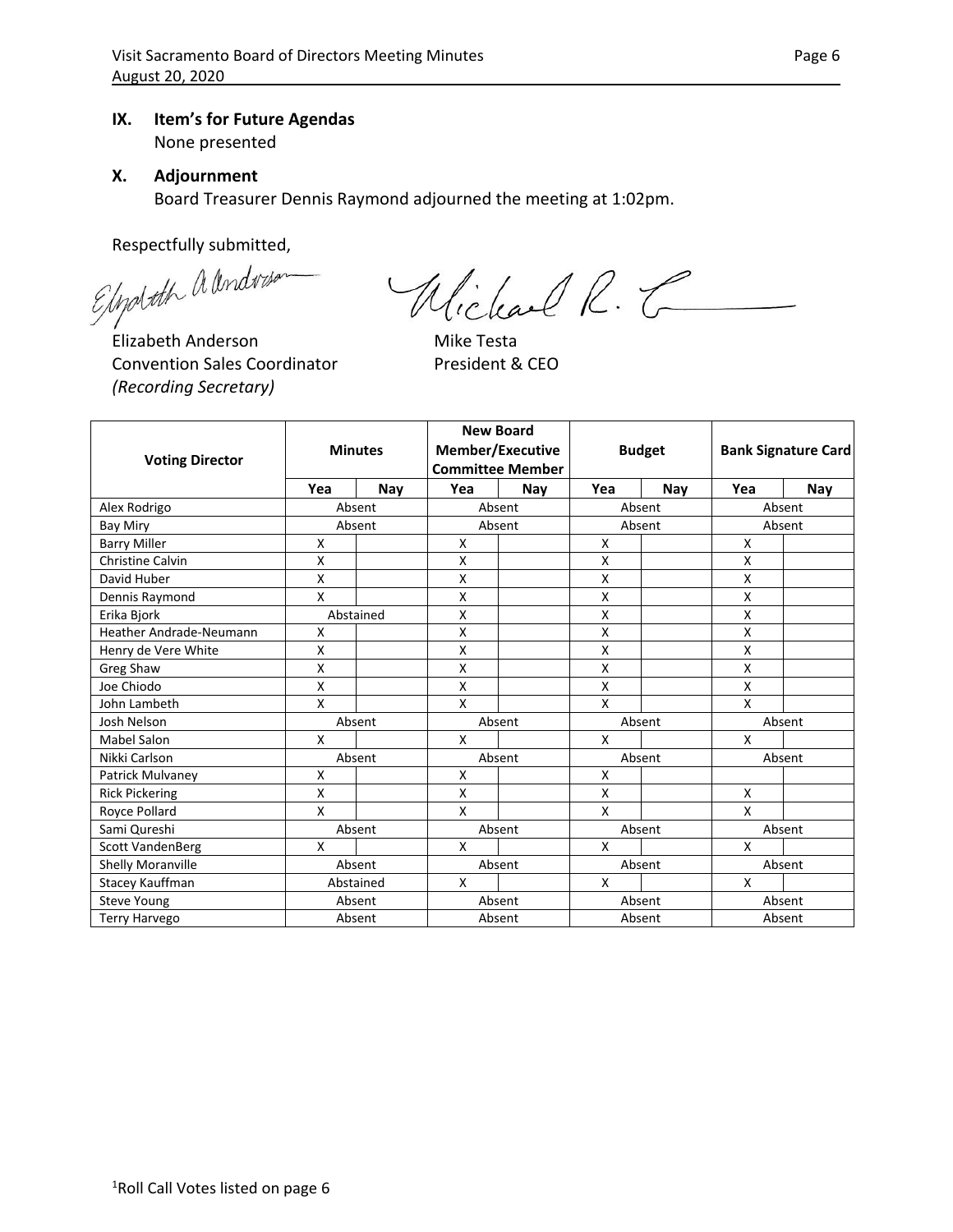## IX. Item's for Future Agendas

None presented

## X. Adjournment

Board Treasurer Dennis Raymond adjourned the meeting at 1:02pm.

Respectfully submitted,

Elizabeth Anderson
Convention Sales Coordinator
*(Recording Secretary)*

Mike Testa
President & CEO

| Voting Director | Minutes | | New Board Member/Executive Committee Member | | Budget | | Bank Signature Card | |
|---|---|---|---|---|---|---|---|---|
| | Yea | Nay | Yea | Nay | Yea | Nay | Yea | Nay |
| Alex Rodrigo | Absent | | Absent | | Absent | | Absent | |
| Bay Miry | Absent | | Absent | | Absent | | Absent | |
| Barry Miller | X | | X | | X | | X | |
| Christine Calvin | X | | X | | X | | X | |
| David Huber | X | | X | | X | | X | |
| Dennis Raymond | X | | X | | X | | X | |
| Erika Bjork | Abstained | | X | | X | | X | |
| Heather Andrade-Neumann | X | | X | | X | | X | |
| Henry de Vere White | X | | X | | X | | X | |
| Greg Shaw | X | | X | | X | | X | |
| Joe Chiodo | X | | X | | X | | X | |
| John Lambeth | X | | X | | X | | X | |
| Josh Nelson | Absent | | Absent | | Absent | | Absent | |
| Mabel Salon | X | | X | | X | | X | |
| Nikki Carlson | Absent | | Absent | | Absent | | Absent | |
| Patrick Mulvaney | X | | X | | X | | | |
| Rick Pickering | X | | X | | X | | X | |
| Royce Pollard | X | | X | | X | | X | |
| Sami Qureshi | Absent | | Absent | | Absent | | Absent | |
| Scott VandenBerg | X | | X | | X | | X | |
| Shelly Moranville | Absent | | Absent | | Absent | | Absent | |
| Stacey Kauffman | Abstained | | X | | X | | X | |
| Steve Young | Absent | | Absent | | Absent | | Absent | |
| Terry Harvego | Absent | | Absent | | Absent | | Absent | |

[1]Roll Call Votes listed on page 6